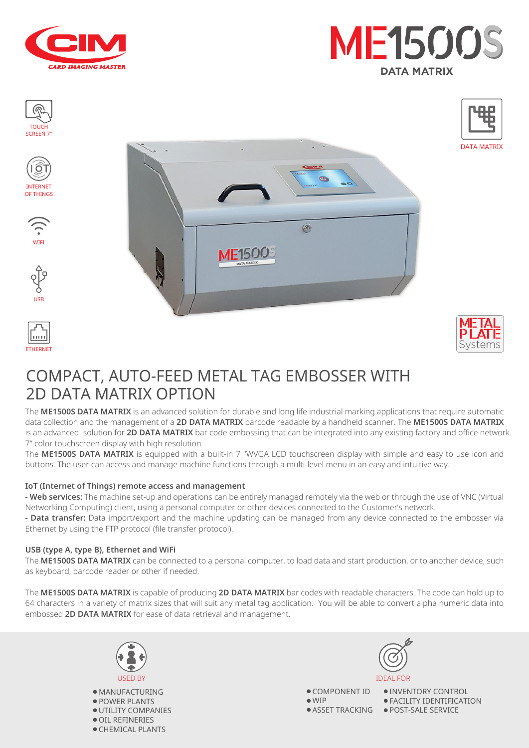CIM
CARD IMAGING MASTER

# ME1500S

DATA MATRIX

TOUCH SCREEN 7"

INTERNET OF THINGS

WIFI

USB

ETHERNET

DATA MATRIX

METAL PLATE Systems

## COMPACT, AUTO-FEED METAL TAG EMBOSSER WITH 2D DATA MATRIX OPTION

The **ME1500S DATA MATRIX** is an advanced solution for durable and long life industrial marking applications that require automatic data collection and the management of a **2D DATA MATRIX** barcode readable by a handheld scanner. The **ME1500S DATA MATRIX** is an advanced solution for **2D DATA MATRIX** bar code embossing that can be integrated into any existing factory and office network.

7" color touchscreen display with high resolution

The **ME1500S DATA MATRIX** is equipped with a built-in 7 "WVGA LCD touchscreen display with simple and easy to use icon and buttons. The user can access and manage machine functions through a multi-level menu in an easy and intuitive way.

### IoT (Internet of Things) remote access and management

**- Web services:** The machine set-up and operations can be entirely managed remotely via the web or through the use of VNC (Virtual Networking Computing) client, using a personal computer or other devices connected to the Customer's network.

**- Data transfer:** Data import/export and the machine updating can be managed from any device connected to the embosser via Ethernet by using the FTP protocol (file transfer protocol).

### USB (type A, type B), Ethernet and WiFi

The **ME1500S DATA MATRIX** can be connected to a personal computer, to load data and start production, or to another device, such as keyboard, barcode reader or other if needed.

The **ME1500S DATA MATRIX** is capable of producing **2D DATA MATRIX** bar codes with readable characters. The code can hold up to 64 characters in a variety of matrix sizes that will suit any metal tag application. You will be able to convert alpha numeric data into embossed **2D DATA MATRIX** for ease of data retrieval and management.

USED BY

- MANUFACTURING
- POWER PLANTS
- UTILITY COMPANIES
- OIL REFINERIES
- CHEMICAL PLANTS

IDEAL FOR

- COMPONENT ID
- WIP
- ASSET TRACKING
- INVENTORY CONTROL
- FACILITY IDENTIFICATION
- POST-SALE SERVICE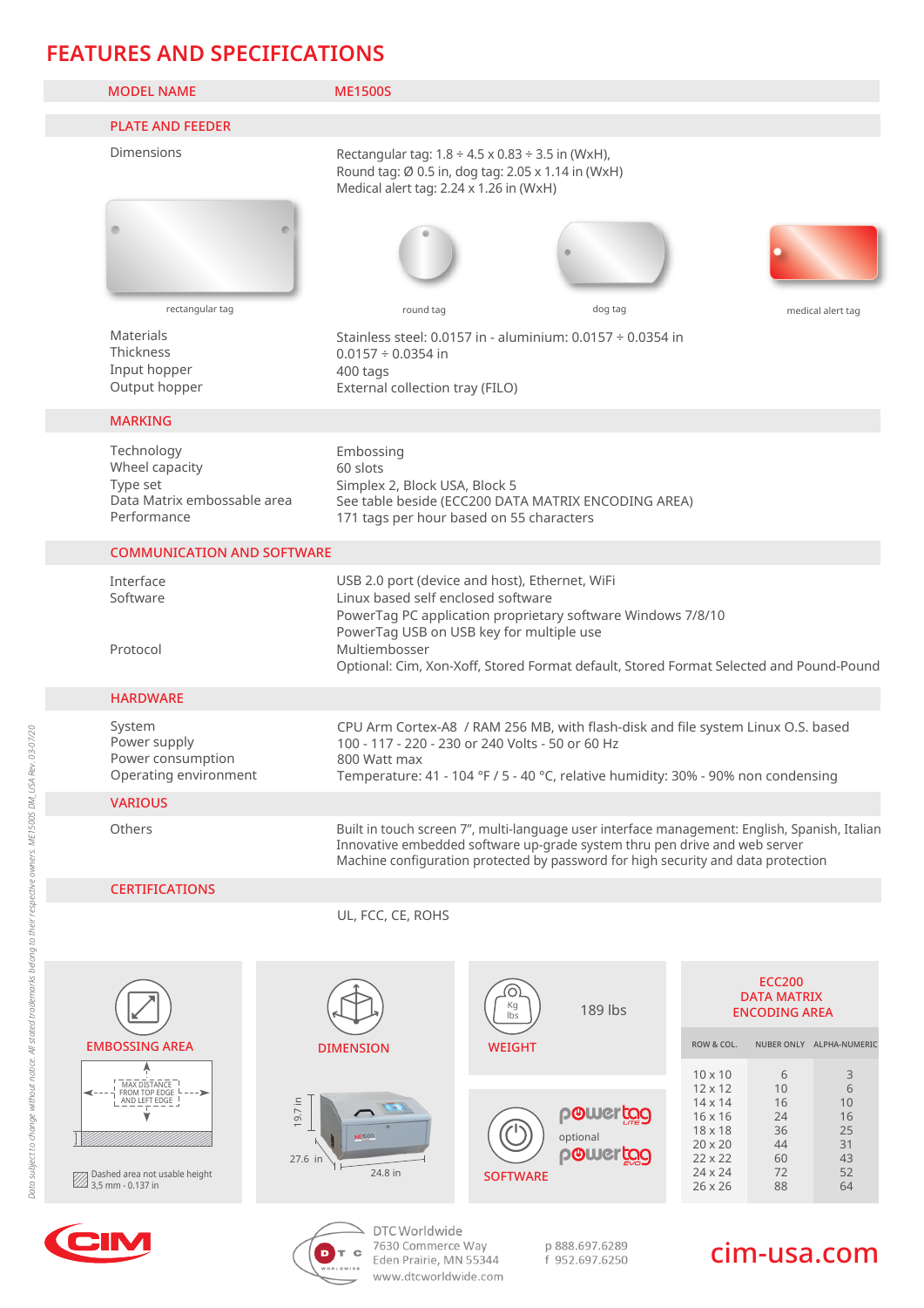# FEATURES AND SPECIFICATIONS

| MODEL NAME | ME1500S |
|---|---|

## PLATE AND FEEDER

| | |
|---|---|
| Dimensions | Rectangular tag: 1.8 ÷ 4.5 x 0.83 ÷ 3.5 in (WxH),<br>Round tag: Ø 0.5 in, dog tag: 2.05 x 1.14 in (WxH)<br>Medical alert tag: 2.24 x 1.26 in (WxH) |

rectangular tag

round tag

dog tag

medical alert tag

| | |
|---|---|
| Materials | Stainless steel: 0.0157 in - aluminium: 0.0157 ÷ 0.0354 in |
| Thickness | 0.0157 ÷ 0.0354 in |
| Input hopper | 400 tags |
| Output hopper | External collection tray (FILO) |

## MARKING

| | |
|---|---|
| Technology | Embossing |
| Wheel capacity | 60 slots |
| Type set | Simplex 2, Block USA, Block 5 |
| Data Matrix embossable area | See table beside (ECC200 DATA MATRIX ENCODING AREA) |
| Performance | 171 tags per hour based on 55 characters |

## COMMUNICATION AND SOFTWARE

| | |
|---|---|
| Interface | USB 2.0 port (device and host), Ethernet, WiFi |
| Software | Linux based self enclosed software<br>PowerTag PC application proprietary software Windows 7/8/10<br>PowerTag USB on USB key for multiple use |
| Protocol | Multiembosser<br>Optional: Cim, Xon-Xoff, Stored Format default, Stored Format Selected and Pound-Pound |

## HARDWARE

| | |
|---|---|
| System | CPU Arm Cortex-A8 / RAM 256 MB, with flash-disk and file system Linux O.S. based |
| Power supply | 100 - 117 - 220 - 230 or 240 Volts - 50 or 60 Hz |
| Power consumption | 800 Watt max |
| Operating environment | Temperature: 41 - 104 °F / 5 - 40 °C, relative humidity: 30% - 90% non condensing |

## VARIOUS

| | |
|---|---|
| Others | Built in touch screen 7", multi-language user interface management: English, Spanish, Italian<br>Innovative embedded software up-grade system thru pen drive and web server<br>Machine configuration protected by password for high security and data protection |

## CERTIFICATIONS

UL, FCC, CE, ROHS

### EMBOSSING AREA

MAX DISTANCE FROM TOP EDGE AND LEFT EDGE

Dashed area not usable height 3,5 mm - 0.137 in

### DIMENSION

19.7 in

27.6 in

24.8 in

### WEIGHT

189 lbs

### SOFTWARE

powertag LITE

optional

powertag EVO

### ECC200 DATA MATRIX ENCODING AREA

| ROW & COL. | NUBER ONLY | ALPHA-NUMERIC |
|---|---|---|
| 10 x 10 | 6 | 3 |
| 12 x 12 | 10 | 6 |
| 14 x 14 | 16 | 10 |
| 16 x 16 | 24 | 16 |
| 18 x 18 | 36 | 25 |
| 20 x 20 | 44 | 31 |
| 22 x 22 | 60 | 43 |
| 24 x 24 | 72 | 52 |
| 26 x 26 | 88 | 64 |

*Data subject to change without notice. All stated trademarks belong to their respective owners. ME1500S DM_USA Rev. 03-07/20*

CIM

DTC Worldwide
7630 Commerce Way
Eden Prairie, MN 55344
www.dtcworldwide.com

p 888.697.6289
f 952.697.6250

cim-usa.com